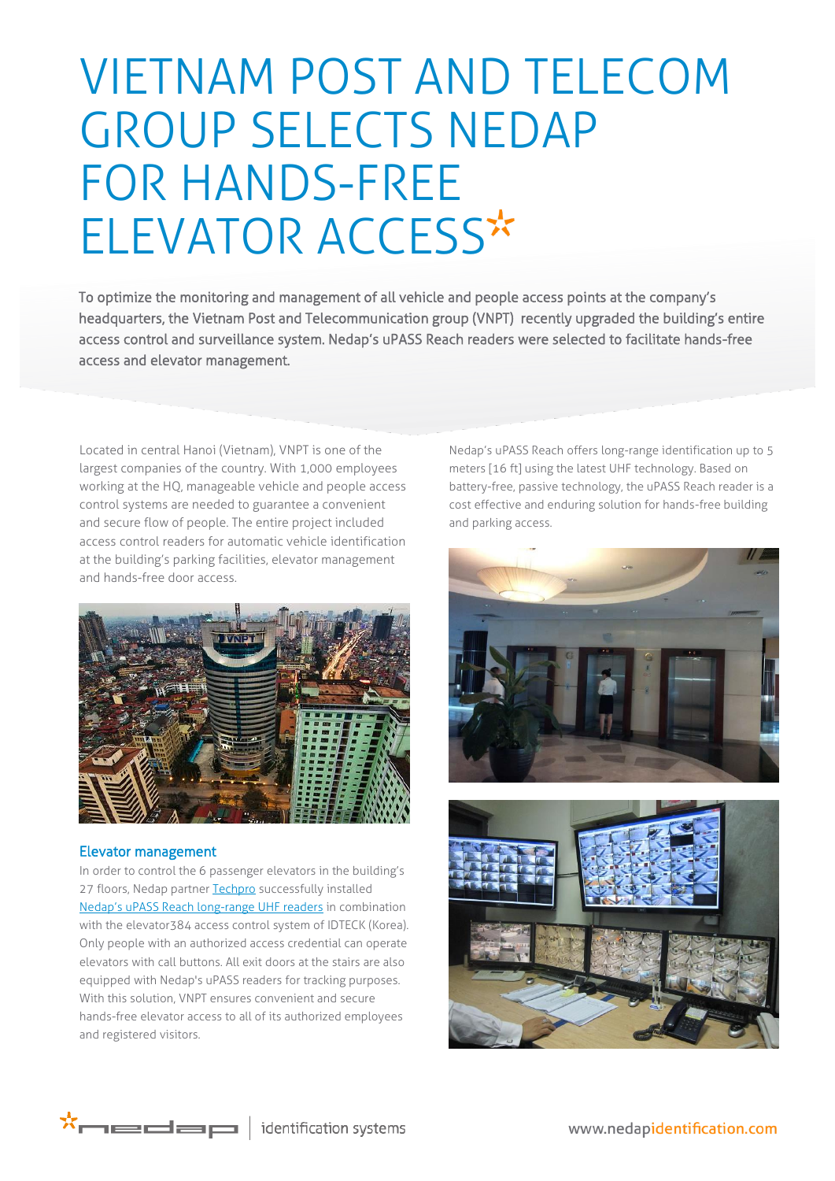# VIETNAM POST AND TELECOM GROUP SELECTS NEDAP FOR HANDS-FREE ELEVATOR ACCESS

To optimize the monitoring and management of all vehicle and people access points at the company's headquarters, the Vietnam Post and Telecommunication group (VNPT) recently upgraded the building's entire access control and surveillance system. Nedap's uPASS Reach readers were selected to facilitate hands-free access and elevator management.

Located in central Hanoi (Vietnam), VNPT is one of the largest companies of the country. With 1,000 employees working at the HQ, manageable vehicle and people access control systems are needed to guarantee a convenient and secure flow of people. The entire project included access control readers for automatic vehicle identification at the building's parking facilities, elevator management and hands-free door access.

## Elevator management

In order to control the 6 passenger elevators in the building's 27 floors, Nedap partner Techpro successfully installed Nedap's uPASS Reach long-range UHF readers in combination with the elevator384 access control system of IDTECK (Korea). Only people with an authorized access credential can operate elevators with call buttons. All exit doors at the stairs are also equipped with Nedap's uPASS readers for tracking purposes. With this solution, VNPT ensures convenient and secure hands-free elevator access to all of its authorized employees and registered visitors.

Nedap's uPASS Reach offers long-range identification up to 5 meters [16 ft] using the latest UHF technology. Based on battery-free, passive technology, the uPASS Reach reader is a cost effective and enduring solution for hands-free building and parking access.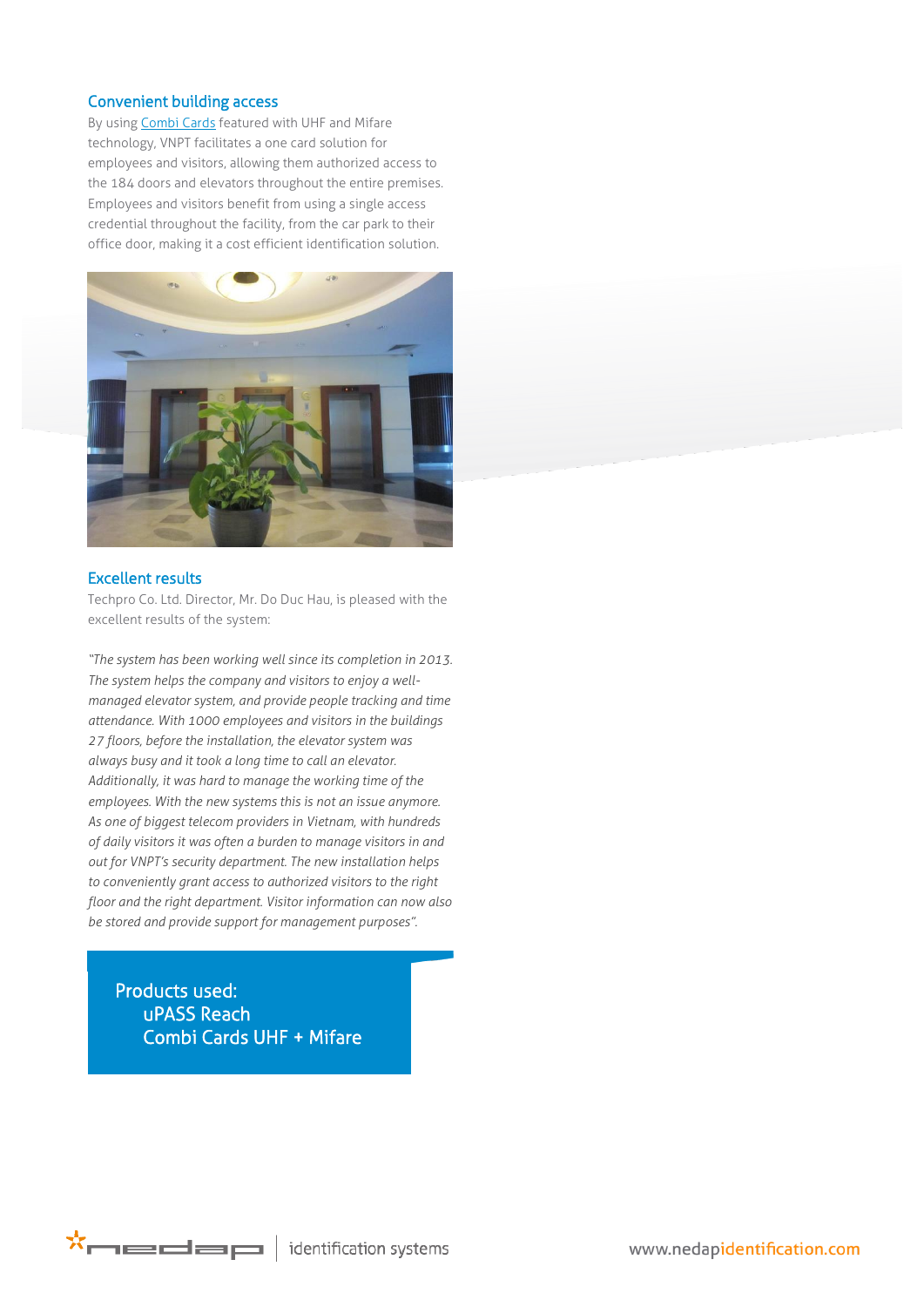## Convenient building access

By using Combi Cards featured with UHF and Mifare technology, VNPT facilitates a one card solution for employees and visitors, allowing them authorized access to the 184 doors and elevators throughout the entire premises. Employees and visitors benefit from using a single access credential throughout the facility, from the car park to their office door, making it a cost efficient identification solution.

## Excellent results

Techpro Co. Ltd. Director, Mr. Do Duc Hau, is pleased with the excellent results of the system:

*"The system has been working well since its completion in 2013. The system helps the company and visitors to enjoy a well-managed elevator system, and provide people tracking and time attendance. With 1000 employees and visitors in the buildings 27 floors, before the installation, the elevator system was always busy and it took a long time to call an elevator. Additionally, it was hard to manage the working time of the employees. With the new systems this is not an issue anymore. As one of biggest telecom providers in Vietnam, with hundreds of daily visitors it was often a burden to manage visitors in and out for VNPT's security department. The new installation helps to conveniently grant access to authorized visitors to the right floor and the right department. Visitor information can now also be stored and provide support for management purposes".*

Products used:
- uPASS Reach
- Combi Cards UHF + Mifare

nedap identification systems

www.nedapidentification.com